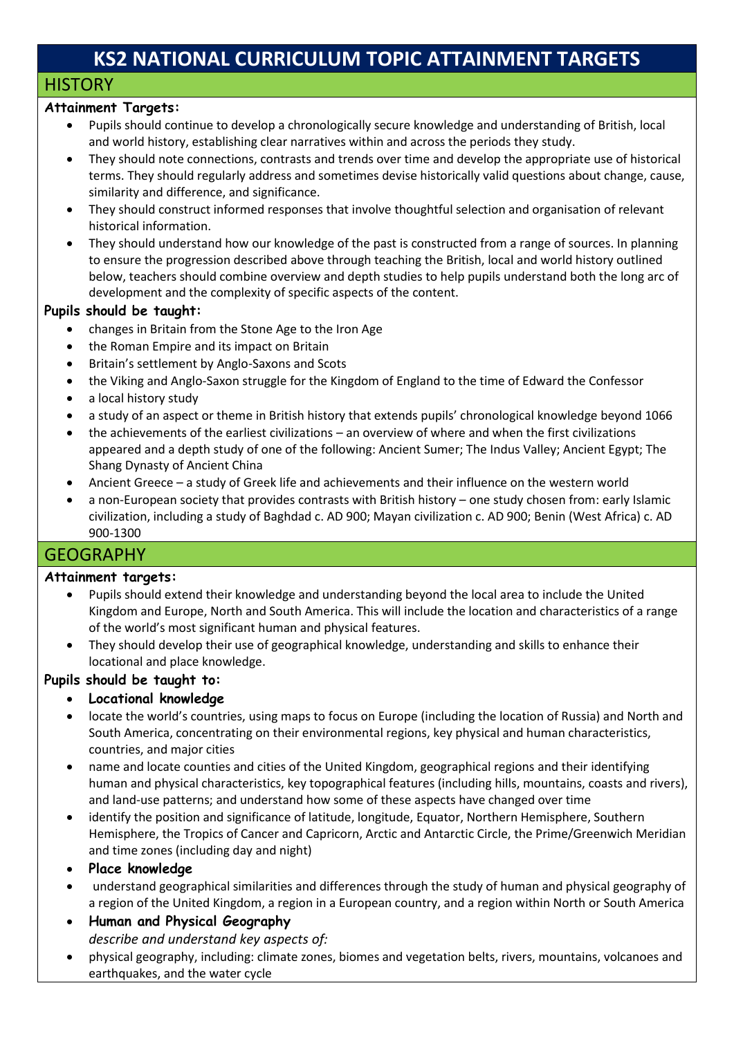# KS2 NATIONAL CURRICULUM TOPIC ATTAINMENT TARGETS

## HISTORY

**Attainment Targets:**

- Pupils should continue to develop a chronologically secure knowledge and understanding of British, local and world history, establishing clear narratives within and across the periods they study.
- They should note connections, contrasts and trends over time and develop the appropriate use of historical terms. They should regularly address and sometimes devise historically valid questions about change, cause, similarity and difference, and significance.
- They should construct informed responses that involve thoughtful selection and organisation of relevant historical information.
- They should understand how our knowledge of the past is constructed from a range of sources. In planning to ensure the progression described above through teaching the British, local and world history outlined below, teachers should combine overview and depth studies to help pupils understand both the long arc of development and the complexity of specific aspects of the content.

**Pupils should be taught:**

- changes in Britain from the Stone Age to the Iron Age
- the Roman Empire and its impact on Britain
- Britain's settlement by Anglo-Saxons and Scots
- the Viking and Anglo-Saxon struggle for the Kingdom of England to the time of Edward the Confessor
- a local history study
- a study of an aspect or theme in British history that extends pupils' chronological knowledge beyond 1066
- the achievements of the earliest civilizations – an overview of where and when the first civilizations appeared and a depth study of one of the following: Ancient Sumer; The Indus Valley; Ancient Egypt; The Shang Dynasty of Ancient China
- Ancient Greece – a study of Greek life and achievements and their influence on the western world
- a non-European society that provides contrasts with British history – one study chosen from: early Islamic civilization, including a study of Baghdad c. AD 900; Mayan civilization c. AD 900; Benin (West Africa) c. AD 900-1300

## GEOGRAPHY

**Attainment targets:**

- Pupils should extend their knowledge and understanding beyond the local area to include the United Kingdom and Europe, North and South America. This will include the location and characteristics of a range of the world's most significant human and physical features.
- They should develop their use of geographical knowledge, understanding and skills to enhance their locational and place knowledge.

**Pupils should be taught to:**

- **Locational knowledge**
- locate the world's countries, using maps to focus on Europe (including the location of Russia) and North and South America, concentrating on their environmental regions, key physical and human characteristics, countries, and major cities
- name and locate counties and cities of the United Kingdom, geographical regions and their identifying human and physical characteristics, key topographical features (including hills, mountains, coasts and rivers), and land-use patterns; and understand how some of these aspects have changed over time
- identify the position and significance of latitude, longitude, Equator, Northern Hemisphere, Southern Hemisphere, the Tropics of Cancer and Capricorn, Arctic and Antarctic Circle, the Prime/Greenwich Meridian and time zones (including day and night)
- **Place knowledge**
- understand geographical similarities and differences through the study of human and physical geography of a region of the United Kingdom, a region in a European country, and a region within North or South America
- **Human and Physical Geography**
  *describe and understand key aspects of:*
- physical geography, including: climate zones, biomes and vegetation belts, rivers, mountains, volcanoes and earthquakes, and the water cycle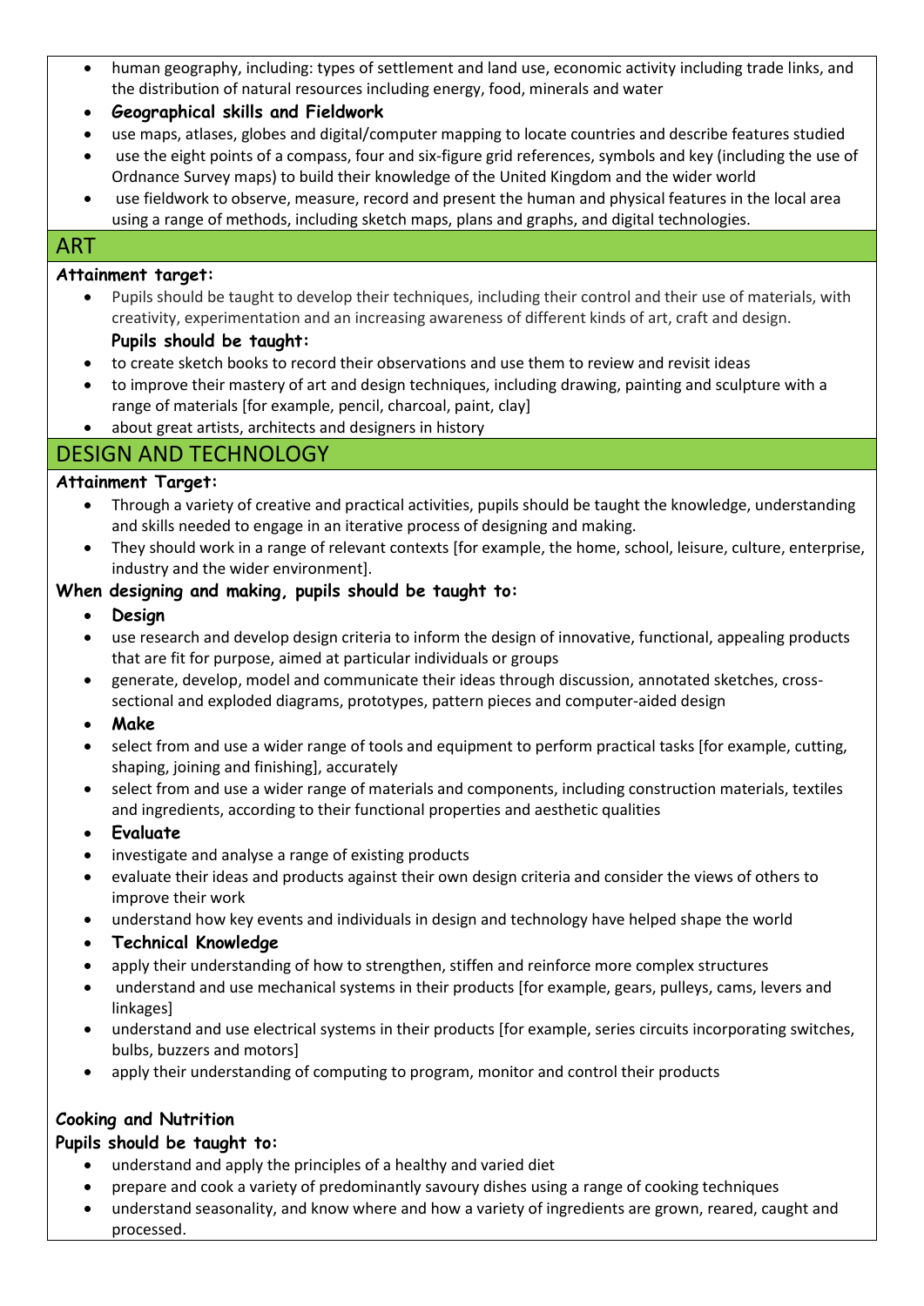- human geography, including: types of settlement and land use, economic activity including trade links, and the distribution of natural resources including energy, food, minerals and water
- **Geographical skills and Fieldwork**
- use maps, atlases, globes and digital/computer mapping to locate countries and describe features studied
- use the eight points of a compass, four and six-figure grid references, symbols and key (including the use of Ordnance Survey maps) to build their knowledge of the United Kingdom and the wider world
- use fieldwork to observe, measure, record and present the human and physical features in the local area using a range of methods, including sketch maps, plans and graphs, and digital technologies.

## ART

**Attainment target:**

- Pupils should be taught to develop their techniques, including their control and their use of materials, with creativity, experimentation and an increasing awareness of different kinds of art, craft and design.

  **Pupils should be taught:**
- to create sketch books to record their observations and use them to review and revisit ideas
- to improve their mastery of art and design techniques, including drawing, painting and sculpture with a range of materials [for example, pencil, charcoal, paint, clay]
- about great artists, architects and designers in history

## DESIGN AND TECHNOLOGY

**Attainment Target:**

- Through a variety of creative and practical activities, pupils should be taught the knowledge, understanding and skills needed to engage in an iterative process of designing and making.
- They should work in a range of relevant contexts [for example, the home, school, leisure, culture, enterprise, industry and the wider environment].

**When designing and making, pupils should be taught to:**

- **Design**
- use research and develop design criteria to inform the design of innovative, functional, appealing products that are fit for purpose, aimed at particular individuals or groups
- generate, develop, model and communicate their ideas through discussion, annotated sketches, cross-sectional and exploded diagrams, prototypes, pattern pieces and computer-aided design
- **Make**
- select from and use a wider range of tools and equipment to perform practical tasks [for example, cutting, shaping, joining and finishing], accurately
- select from and use a wider range of materials and components, including construction materials, textiles and ingredients, according to their functional properties and aesthetic qualities
- **Evaluate**
- investigate and analyse a range of existing products
- evaluate their ideas and products against their own design criteria and consider the views of others to improve their work
- understand how key events and individuals in design and technology have helped shape the world
- **Technical Knowledge**
- apply their understanding of how to strengthen, stiffen and reinforce more complex structures
- understand and use mechanical systems in their products [for example, gears, pulleys, cams, levers and linkages]
- understand and use electrical systems in their products [for example, series circuits incorporating switches, bulbs, buzzers and motors]
- apply their understanding of computing to program, monitor and control their products

**Cooking and Nutrition**

**Pupils should be taught to:**

- understand and apply the principles of a healthy and varied diet
- prepare and cook a variety of predominantly savoury dishes using a range of cooking techniques
- understand seasonality, and know where and how a variety of ingredients are grown, reared, caught and processed.